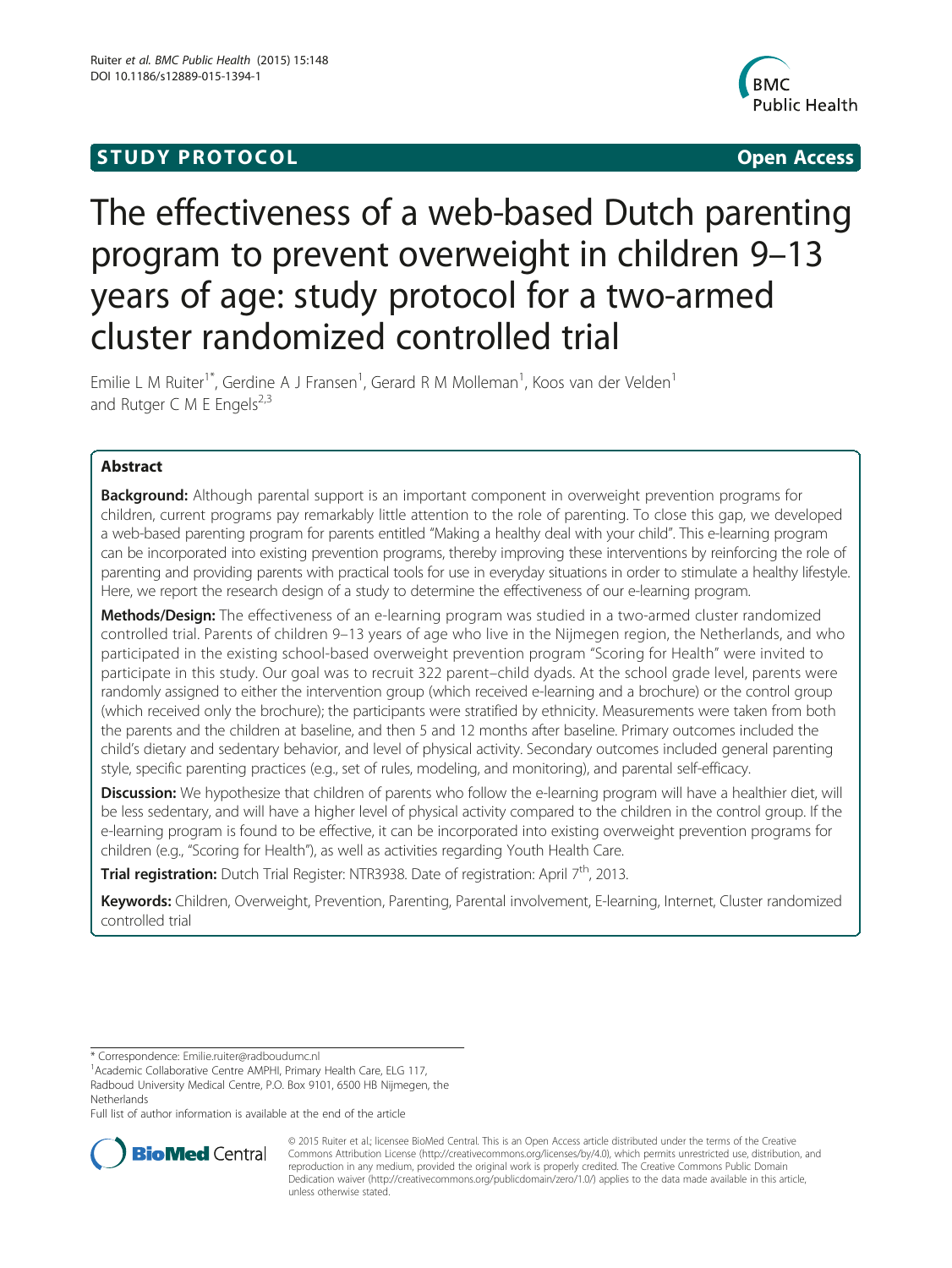STUDY PROTOCOL

Open Access

# The effectiveness of a web-based Dutch parenting program to prevent overweight in children 9–13 years of age: study protocol for a two-armed cluster randomized controlled trial

Emilie L M Ruiter[1*], Gerdine A J Fransen[1], Gerard R M Molleman[1], Koos van der Velden[1] and Rutger C M E Engels[2,3]

## Abstract

**Background:** Although parental support is an important component in overweight prevention programs for children, current programs pay remarkably little attention to the role of parenting. To close this gap, we developed a web-based parenting program for parents entitled "Making a healthy deal with your child". This e-learning program can be incorporated into existing prevention programs, thereby improving these interventions by reinforcing the role of parenting and providing parents with practical tools for use in everyday situations in order to stimulate a healthy lifestyle. Here, we report the research design of a study to determine the effectiveness of our e-learning program.

**Methods/Design:** The effectiveness of an e-learning program was studied in a two-armed cluster randomized controlled trial. Parents of children 9–13 years of age who live in the Nijmegen region, the Netherlands, and who participated in the existing school-based overweight prevention program "Scoring for Health" were invited to participate in this study. Our goal was to recruit 322 parent–child dyads. At the school grade level, parents were randomly assigned to either the intervention group (which received e-learning and a brochure) or the control group (which received only the brochure); the participants were stratified by ethnicity. Measurements were taken from both the parents and the children at baseline, and then 5 and 12 months after baseline. Primary outcomes included the child's dietary and sedentary behavior, and level of physical activity. Secondary outcomes included general parenting style, specific parenting practices (e.g., set of rules, modeling, and monitoring), and parental self-efficacy.

**Discussion:** We hypothesize that children of parents who follow the e-learning program will have a healthier diet, will be less sedentary, and will have a higher level of physical activity compared to the children in the control group. If the e-learning program is found to be effective, it can be incorporated into existing overweight prevention programs for children (e.g., "Scoring for Health"), as well as activities regarding Youth Health Care.

**Trial registration:** Dutch Trial Register: NTR3938. Date of registration: April 7th, 2013.

**Keywords:** Children, Overweight, Prevention, Parenting, Parental involvement, E-learning, Internet, Cluster randomized controlled trial

\* Correspondence: Emilie.ruiter@radboudumc.nl

[1]Academic Collaborative Centre AMPHI, Primary Health Care, ELG 117, Radboud University Medical Centre, P.O. Box 9101, 6500 HB Nijmegen, the Netherlands

Full list of author information is available at the end of the article

© 2015 Ruiter et al.; licensee BioMed Central. This is an Open Access article distributed under the terms of the Creative Commons Attribution License (http://creativecommons.org/licenses/by/4.0), which permits unrestricted use, distribution, and reproduction in any medium, provided the original work is properly credited. The Creative Commons Public Domain Dedication waiver (http://creativecommons.org/publicdomain/zero/1.0/) applies to the data made available in this article, unless otherwise stated.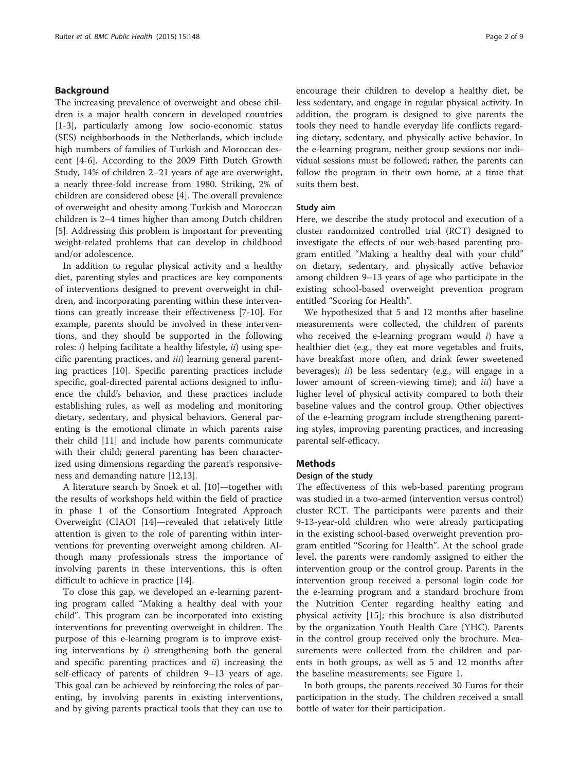## Background

The increasing prevalence of overweight and obese children is a major health concern in developed countries [1-3], particularly among low socio-economic status (SES) neighborhoods in the Netherlands, which include high numbers of families of Turkish and Moroccan descent [4-6]. According to the 2009 Fifth Dutch Growth Study, 14% of children 2–21 years of age are overweight, a nearly three-fold increase from 1980. Striking, 2% of children are considered obese [4]. The overall prevalence of overweight and obesity among Turkish and Moroccan children is 2–4 times higher than among Dutch children [5]. Addressing this problem is important for preventing weight-related problems that can develop in childhood and/or adolescence.

In addition to regular physical activity and a healthy diet, parenting styles and practices are key components of interventions designed to prevent overweight in children, and incorporating parenting within these interventions can greatly increase their effectiveness [7-10]. For example, parents should be involved in these interventions, and they should be supported in the following roles: *i*) helping facilitate a healthy lifestyle, *ii*) using specific parenting practices, and *iii*) learning general parenting practices [10]. Specific parenting practices include specific, goal-directed parental actions designed to influence the child's behavior, and these practices include establishing rules, as well as modeling and monitoring dietary, sedentary, and physical behaviors. General parenting is the emotional climate in which parents raise their child [11] and include how parents communicate with their child; general parenting has been characterized using dimensions regarding the parent's responsiveness and demanding nature [12,13].

A literature search by Snoek et al. [10]—together with the results of workshops held within the field of practice in phase 1 of the Consortium Integrated Approach Overweight (CIAO) [14]—revealed that relatively little attention is given to the role of parenting within interventions for preventing overweight among children. Although many professionals stress the importance of involving parents in these interventions, this is often difficult to achieve in practice [14].

To close this gap, we developed an e-learning parenting program called "Making a healthy deal with your child". This program can be incorporated into existing interventions for preventing overweight in children. The purpose of this e-learning program is to improve existing interventions by *i*) strengthening both the general and specific parenting practices and *ii*) increasing the self-efficacy of parents of children 9–13 years of age. This goal can be achieved by reinforcing the roles of parenting, by involving parents in existing interventions, and by giving parents practical tools that they can use to encourage their children to develop a healthy diet, be less sedentary, and engage in regular physical activity. In addition, the program is designed to give parents the tools they need to handle everyday life conflicts regarding dietary, sedentary, and physically active behavior. In the e-learning program, neither group sessions nor individual sessions must be followed; rather, the parents can follow the program in their own home, at a time that suits them best.

### Study aim

Here, we describe the study protocol and execution of a cluster randomized controlled trial (RCT) designed to investigate the effects of our web-based parenting program entitled "Making a healthy deal with your child" on dietary, sedentary, and physically active behavior among children 9–13 years of age who participate in the existing school-based overweight prevention program entitled "Scoring for Health".

We hypothesized that 5 and 12 months after baseline measurements were collected, the children of parents who received the e-learning program would *i*) have a healthier diet (e.g., they eat more vegetables and fruits, have breakfast more often, and drink fewer sweetened beverages); *ii*) be less sedentary (e.g., will engage in a lower amount of screen-viewing time); and *iii*) have a higher level of physical activity compared to both their baseline values and the control group. Other objectives of the e-learning program include strengthening parenting styles, improving parenting practices, and increasing parental self-efficacy.

## Methods

### Design of the study

The effectiveness of this web-based parenting program was studied in a two-armed (intervention versus control) cluster RCT. The participants were parents and their 9-13-year-old children who were already participating in the existing school-based overweight prevention program entitled "Scoring for Health". At the school grade level, the parents were randomly assigned to either the intervention group or the control group. Parents in the intervention group received a personal login code for the e-learning program and a standard brochure from the Nutrition Center regarding healthy eating and physical activity [15]; this brochure is also distributed by the organization Youth Health Care (YHC). Parents in the control group received only the brochure. Measurements were collected from the children and parents in both groups, as well as 5 and 12 months after the baseline measurements; see Figure 1.

In both groups, the parents received 30 Euros for their participation in the study. The children received a small bottle of water for their participation.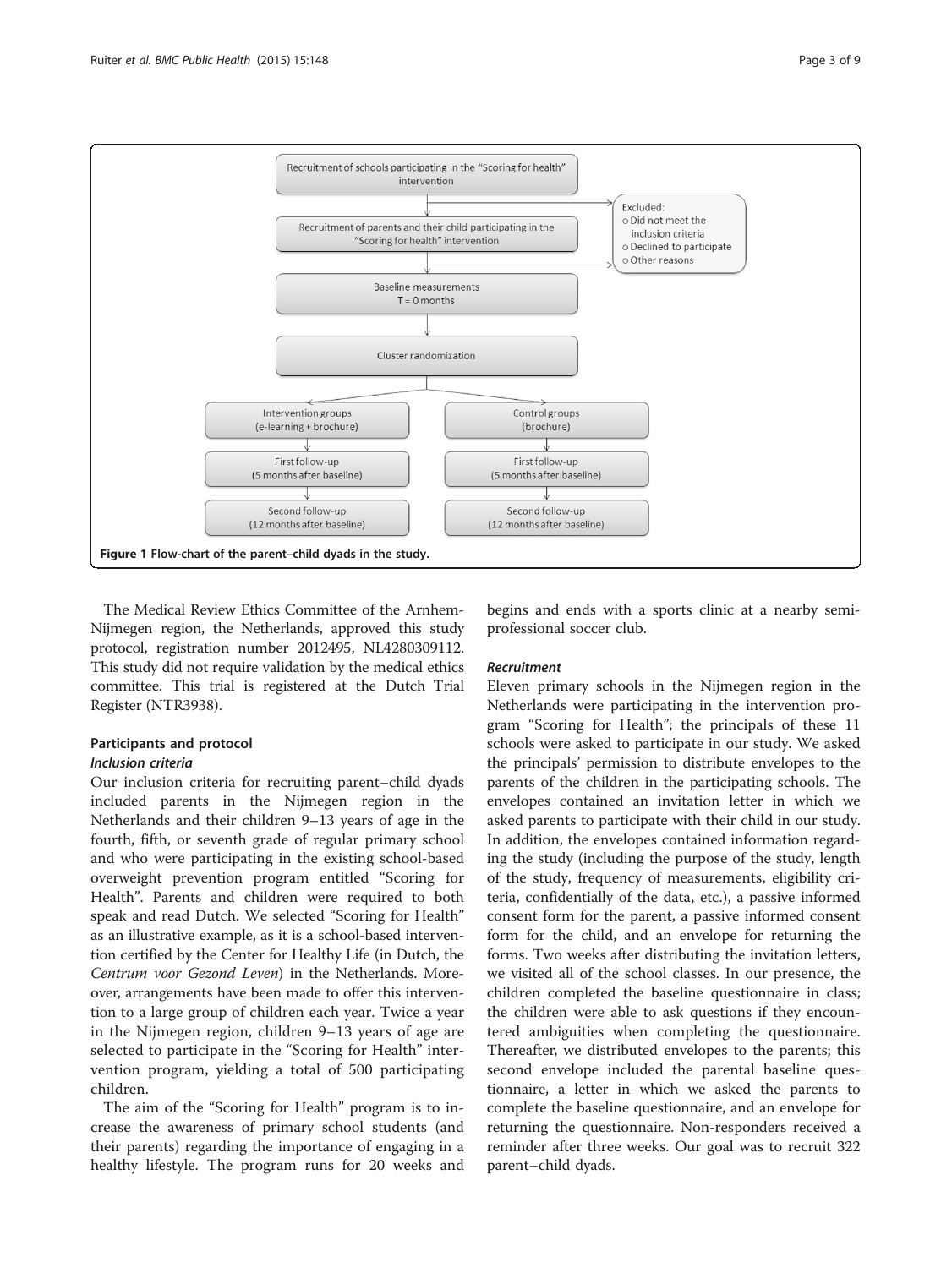Recruitment of schools participating in the "Scoring for health" intervention

Recruitment of parents and their child participating in the "Scoring for health" intervention

Excluded:
- Did not meet the inclusion criteria
- Declined to participate
- Other reasons

Baseline measurements
T = 0 months

Cluster randomization

Intervention groups
(e-learning + brochure)

First follow-up
(5 months after baseline)

Second follow-up
(12 months after baseline)

Control groups
(brochure)

First follow-up
(5 months after baseline)

Second follow-up
(12 months after baseline)

**Figure 1 Flow-chart of the parent–child dyads in the study.**

The Medical Review Ethics Committee of the Arnhem-Nijmegen region, the Netherlands, approved this study protocol, registration number 2012495, NL4280309112. This study did not require validation by the medical ethics committee. This trial is registered at the Dutch Trial Register (NTR3938).

## Participants and protocol

### *Inclusion criteria*

Our inclusion criteria for recruiting parent–child dyads included parents in the Nijmegen region in the Netherlands and their children 9–13 years of age in the fourth, fifth, or seventh grade of regular primary school and who were participating in the existing school-based overweight prevention program entitled "Scoring for Health". Parents and children were required to both speak and read Dutch. We selected "Scoring for Health" as an illustrative example, as it is a school-based intervention certified by the Center for Healthy Life (in Dutch, the *Centrum voor Gezond Leven*) in the Netherlands. Moreover, arrangements have been made to offer this intervention to a large group of children each year. Twice a year in the Nijmegen region, children 9–13 years of age are selected to participate in the "Scoring for Health" intervention program, yielding a total of 500 participating children.

The aim of the "Scoring for Health" program is to increase the awareness of primary school students (and their parents) regarding the importance of engaging in a healthy lifestyle. The program runs for 20 weeks and begins and ends with a sports clinic at a nearby semi-professional soccer club.

### *Recruitment*

Eleven primary schools in the Nijmegen region in the Netherlands were participating in the intervention program "Scoring for Health"; the principals of these 11 schools were asked to participate in our study. We asked the principals' permission to distribute envelopes to the parents of the children in the participating schools. The envelopes contained an invitation letter in which we asked parents to participate with their child in our study. In addition, the envelopes contained information regarding the study (including the purpose of the study, length of the study, frequency of measurements, eligibility criteria, confidentially of the data, etc.), a passive informed consent form for the parent, a passive informed consent form for the child, and an envelope for returning the forms. Two weeks after distributing the invitation letters, we visited all of the school classes. In our presence, the children completed the baseline questionnaire in class; the children were able to ask questions if they encountered ambiguities when completing the questionnaire. Thereafter, we distributed envelopes to the parents; this second envelope included the parental baseline questionnaire, a letter in which we asked the parents to complete the baseline questionnaire, and an envelope for returning the questionnaire. Non-responders received a reminder after three weeks. Our goal was to recruit 322 parent–child dyads.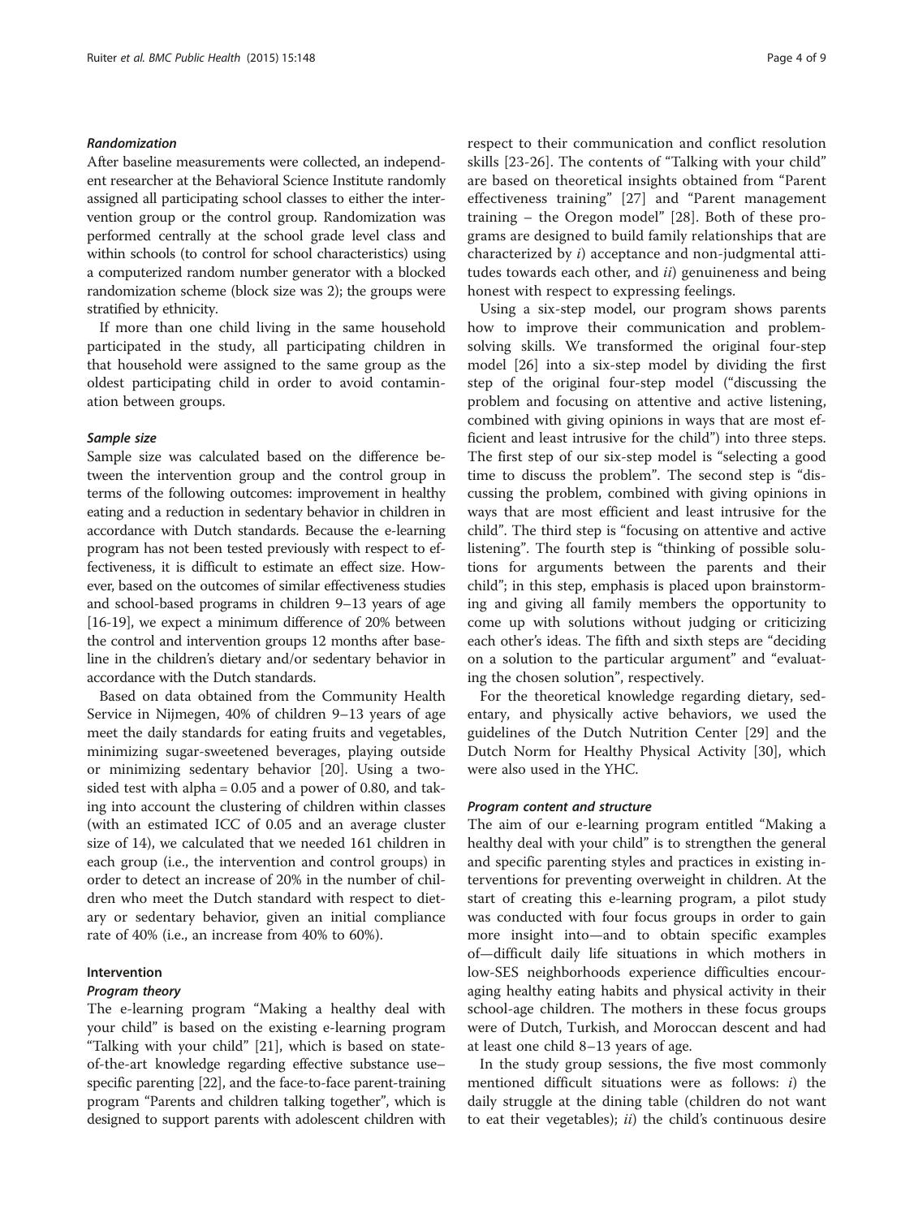### Randomization

After baseline measurements were collected, an independent researcher at the Behavioral Science Institute randomly assigned all participating school classes to either the intervention group or the control group. Randomization was performed centrally at the school grade level class and within schools (to control for school characteristics) using a computerized random number generator with a blocked randomization scheme (block size was 2); the groups were stratified by ethnicity.

If more than one child living in the same household participated in the study, all participating children in that household were assigned to the same group as the oldest participating child in order to avoid contamination between groups.

### Sample size

Sample size was calculated based on the difference between the intervention group and the control group in terms of the following outcomes: improvement in healthy eating and a reduction in sedentary behavior in children in accordance with Dutch standards. Because the e-learning program has not been tested previously with respect to effectiveness, it is difficult to estimate an effect size. However, based on the outcomes of similar effectiveness studies and school-based programs in children 9–13 years of age [16-19], we expect a minimum difference of 20% between the control and intervention groups 12 months after baseline in the children's dietary and/or sedentary behavior in accordance with the Dutch standards.

Based on data obtained from the Community Health Service in Nijmegen, 40% of children 9–13 years of age meet the daily standards for eating fruits and vegetables, minimizing sugar-sweetened beverages, playing outside or minimizing sedentary behavior [20]. Using a two-sided test with alpha = 0.05 and a power of 0.80, and taking into account the clustering of children within classes (with an estimated ICC of 0.05 and an average cluster size of 14), we calculated that we needed 161 children in each group (i.e., the intervention and control groups) in order to detect an increase of 20% in the number of children who meet the Dutch standard with respect to dietary or sedentary behavior, given an initial compliance rate of 40% (i.e., an increase from 40% to 60%).

## Intervention

### Program theory

The e-learning program "Making a healthy deal with your child" is based on the existing e-learning program "Talking with your child" [21], which is based on state-of-the-art knowledge regarding effective substance use–specific parenting [22], and the face-to-face parent-training program "Parents and children talking together", which is designed to support parents with adolescent children with respect to their communication and conflict resolution skills [23-26]. The contents of "Talking with your child" are based on theoretical insights obtained from "Parent effectiveness training" [27] and "Parent management training – the Oregon model" [28]. Both of these programs are designed to build family relationships that are characterized by *i*) acceptance and non-judgmental attitudes towards each other, and *ii*) genuineness and being honest with respect to expressing feelings.

Using a six-step model, our program shows parents how to improve their communication and problem-solving skills. We transformed the original four-step model [26] into a six-step model by dividing the first step of the original four-step model ("discussing the problem and focusing on attentive and active listening, combined with giving opinions in ways that are most efficient and least intrusive for the child") into three steps. The first step of our six-step model is "selecting a good time to discuss the problem". The second step is "discussing the problem, combined with giving opinions in ways that are most efficient and least intrusive for the child". The third step is "focusing on attentive and active listening". The fourth step is "thinking of possible solutions for arguments between the parents and their child"; in this step, emphasis is placed upon brainstorming and giving all family members the opportunity to come up with solutions without judging or criticizing each other's ideas. The fifth and sixth steps are "deciding on a solution to the particular argument" and "evaluating the chosen solution", respectively.

For the theoretical knowledge regarding dietary, sedentary, and physically active behaviors, we used the guidelines of the Dutch Nutrition Center [29] and the Dutch Norm for Healthy Physical Activity [30], which were also used in the YHC.

### Program content and structure

The aim of our e-learning program entitled "Making a healthy deal with your child" is to strengthen the general and specific parenting styles and practices in existing interventions for preventing overweight in children. At the start of creating this e-learning program, a pilot study was conducted with four focus groups in order to gain more insight into—and to obtain specific examples of—difficult daily life situations in which mothers in low-SES neighborhoods experience difficulties encouraging healthy eating habits and physical activity in their school-age children. The mothers in these focus groups were of Dutch, Turkish, and Moroccan descent and had at least one child 8–13 years of age.

In the study group sessions, the five most commonly mentioned difficult situations were as follows: *i*) the daily struggle at the dining table (children do not want to eat their vegetables); *ii*) the child's continuous desire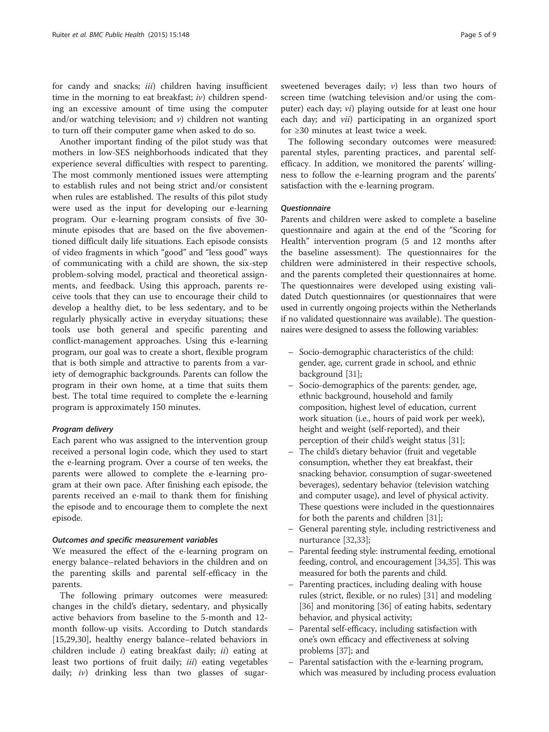for candy and snacks; *iii*) children having insufficient time in the morning to eat breakfast; *iv*) children spending an excessive amount of time using the computer and/or watching television; and *v*) children not wanting to turn off their computer game when asked to do so.

Another important finding of the pilot study was that mothers in low-SES neighborhoods indicated that they experience several difficulties with respect to parenting. The most commonly mentioned issues were attempting to establish rules and not being strict and/or consistent when rules are established. The results of this pilot study were used as the input for developing our e-learning program. Our e-learning program consists of five 30-minute episodes that are based on the five abovementioned difficult daily life situations. Each episode consists of video fragments in which "good" and "less good" ways of communicating with a child are shown, the six-step problem-solving model, practical and theoretical assignments, and feedback. Using this approach, parents receive tools that they can use to encourage their child to develop a healthy diet, to be less sedentary, and to be regularly physically active in everyday situations; these tools use both general and specific parenting and conflict-management approaches. Using this e-learning program, our goal was to create a short, flexible program that is both simple and attractive to parents from a variety of demographic backgrounds. Parents can follow the program in their own home, at a time that suits them best. The total time required to complete the e-learning program is approximately 150 minutes.

#### Program delivery

Each parent who was assigned to the intervention group received a personal login code, which they used to start the e-learning program. Over a course of ten weeks, the parents were allowed to complete the e-learning program at their own pace. After finishing each episode, the parents received an e-mail to thank them for finishing the episode and to encourage them to complete the next episode.

#### Outcomes and specific measurement variables

We measured the effect of the e-learning program on energy balance–related behaviors in the children and on the parenting skills and parental self-efficacy in the parents.

The following primary outcomes were measured: changes in the child's dietary, sedentary, and physically active behaviors from baseline to the 5-month and 12-month follow-up visits. According to Dutch standards [15,29,30], healthy energy balance–related behaviors in children include *i*) eating breakfast daily; *ii*) eating at least two portions of fruit daily; *iii*) eating vegetables daily; *iv*) drinking less than two glasses of sugar-sweetened beverages daily; *v*) less than two hours of screen time (watching television and/or using the computer) each day; *vi*) playing outside for at least one hour each day; and *vii*) participating in an organized sport for ≥30 minutes at least twice a week.

The following secondary outcomes were measured: parental styles, parenting practices, and parental self-efficacy. In addition, we monitored the parents' willingness to follow the e-learning program and the parents' satisfaction with the e-learning program.

#### Questionnaire

Parents and children were asked to complete a baseline questionnaire and again at the end of the "Scoring for Health" intervention program (5 and 12 months after the baseline assessment). The questionnaires for the children were administered in their respective schools, and the parents completed their questionnaires at home. The questionnaires were developed using existing validated Dutch questionnaires (or questionnaires that were used in currently ongoing projects within the Netherlands if no validated questionnaire was available). The questionnaires were designed to assess the following variables:

- Socio-demographic characteristics of the child: gender, age, current grade in school, and ethnic background [31];
- Socio-demographics of the parents: gender, age, ethnic background, household and family composition, highest level of education, current work situation (i.e., hours of paid work per week), height and weight (self-reported), and their perception of their child's weight status [31];
- The child's dietary behavior (fruit and vegetable consumption, whether they eat breakfast, their snacking behavior, consumption of sugar-sweetened beverages), sedentary behavior (television watching and computer usage), and level of physical activity. These questions were included in the questionnaires for both the parents and children [31];
- General parenting style, including restrictiveness and nurturance [32,33];
- Parental feeding style: instrumental feeding, emotional feeding, control, and encouragement [34,35]. This was measured for both the parents and child.
- Parenting practices, including dealing with house rules (strict, flexible, or no rules) [31] and modeling [36] and monitoring [36] of eating habits, sedentary behavior, and physical activity;
- Parental self-efficacy, including satisfaction with one's own efficacy and effectiveness at solving problems [37]; and
- Parental satisfaction with the e-learning program, which was measured by including process evaluation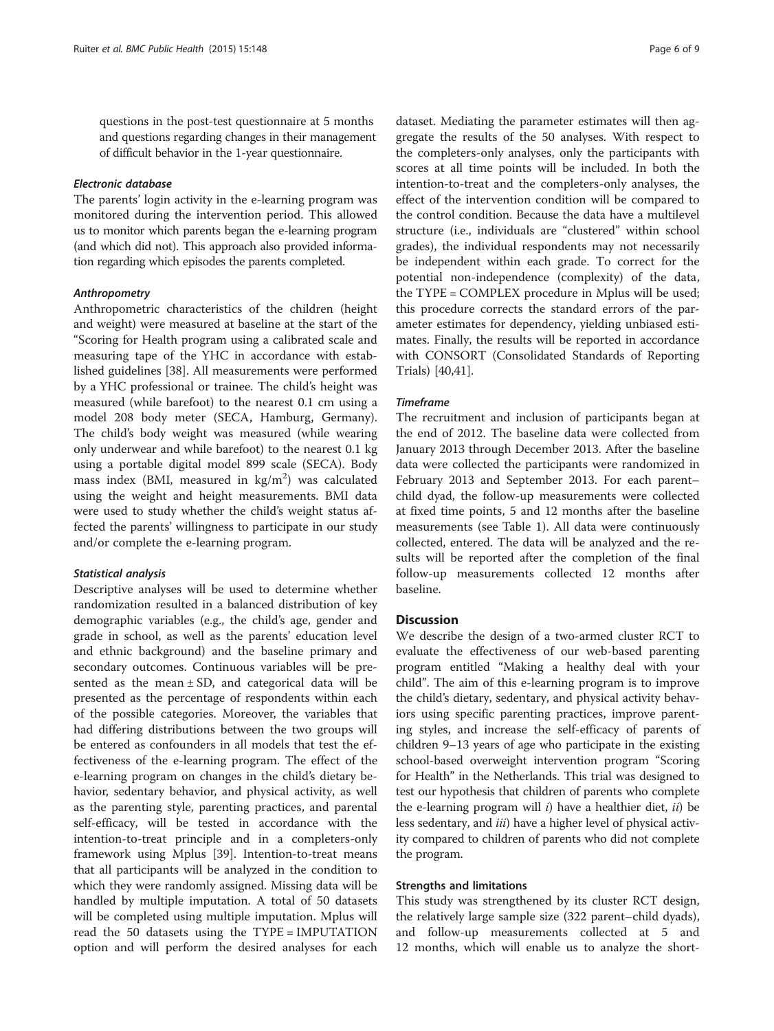questions in the post-test questionnaire at 5 months and questions regarding changes in their management of difficult behavior in the 1-year questionnaire.

#### *Electronic database*

The parents' login activity in the e-learning program was monitored during the intervention period. This allowed us to monitor which parents began the e-learning program (and which did not). This approach also provided information regarding which episodes the parents completed.

#### *Anthropometry*

Anthropometric characteristics of the children (height and weight) were measured at baseline at the start of the "Scoring for Health program using a calibrated scale and measuring tape of the YHC in accordance with established guidelines [38]. All measurements were performed by a YHC professional or trainee. The child's height was measured (while barefoot) to the nearest 0.1 cm using a model 208 body meter (SECA, Hamburg, Germany). The child's body weight was measured (while wearing only underwear and while barefoot) to the nearest 0.1 kg using a portable digital model 899 scale (SECA). Body mass index (BMI, measured in $kg/m^2$) was calculated using the weight and height measurements. BMI data were used to study whether the child's weight status affected the parents' willingness to participate in our study and/or complete the e-learning program.

#### *Statistical analysis*

Descriptive analyses will be used to determine whether randomization resulted in a balanced distribution of key demographic variables (e.g., the child's age, gender and grade in school, as well as the parents' education level and ethnic background) and the baseline primary and secondary outcomes. Continuous variables will be presented as the mean ± SD, and categorical data will be presented as the percentage of respondents within each of the possible categories. Moreover, the variables that had differing distributions between the two groups will be entered as confounders in all models that test the effectiveness of the e-learning program. The effect of the e-learning program on changes in the child's dietary behavior, sedentary behavior, and physical activity, as well as the parenting style, parenting practices, and parental self-efficacy, will be tested in accordance with the intention-to-treat principle and in a completers-only framework using Mplus [39]. Intention-to-treat means that all participants will be analyzed in the condition to which they were randomly assigned. Missing data will be handled by multiple imputation. A total of 50 datasets will be completed using multiple imputation. Mplus will read the 50 datasets using the TYPE = IMPUTATION option and will perform the desired analyses for each dataset. Mediating the parameter estimates will then aggregate the results of the 50 analyses. With respect to the completers-only analyses, only the participants with scores at all time points will be included. In both the intention-to-treat and the completers-only analyses, the effect of the intervention condition will be compared to the control condition. Because the data have a multilevel structure (i.e., individuals are "clustered" within school grades), the individual respondents may not necessarily be independent within each grade. To correct for the potential non-independence (complexity) of the data, the TYPE = COMPLEX procedure in Mplus will be used; this procedure corrects the standard errors of the parameter estimates for dependency, yielding unbiased estimates. Finally, the results will be reported in accordance with CONSORT (Consolidated Standards of Reporting Trials) [40,41].

#### *Timeframe*

The recruitment and inclusion of participants began at the end of 2012. The baseline data were collected from January 2013 through December 2013. After the baseline data were collected the participants were randomized in February 2013 and September 2013. For each parent–child dyad, the follow-up measurements were collected at fixed time points, 5 and 12 months after the baseline measurements (see Table 1). All data were continuously collected, entered. The data will be analyzed and the results will be reported after the completion of the final follow-up measurements collected 12 months after baseline.

## Discussion

We describe the design of a two-armed cluster RCT to evaluate the effectiveness of our web-based parenting program entitled "Making a healthy deal with your child". The aim of this e-learning program is to improve the child's dietary, sedentary, and physical activity behaviors using specific parenting practices, improve parenting styles, and increase the self-efficacy of parents of children 9–13 years of age who participate in the existing school-based overweight intervention program "Scoring for Health" in the Netherlands. This trial was designed to test our hypothesis that children of parents who complete the e-learning program will *i*) have a healthier diet, *ii*) be less sedentary, and *iii*) have a higher level of physical activity compared to children of parents who did not complete the program.

### Strengths and limitations

This study was strengthened by its cluster RCT design, the relatively large sample size (322 parent–child dyads), and follow-up measurements collected at 5 and 12 months, which will enable us to analyze the short-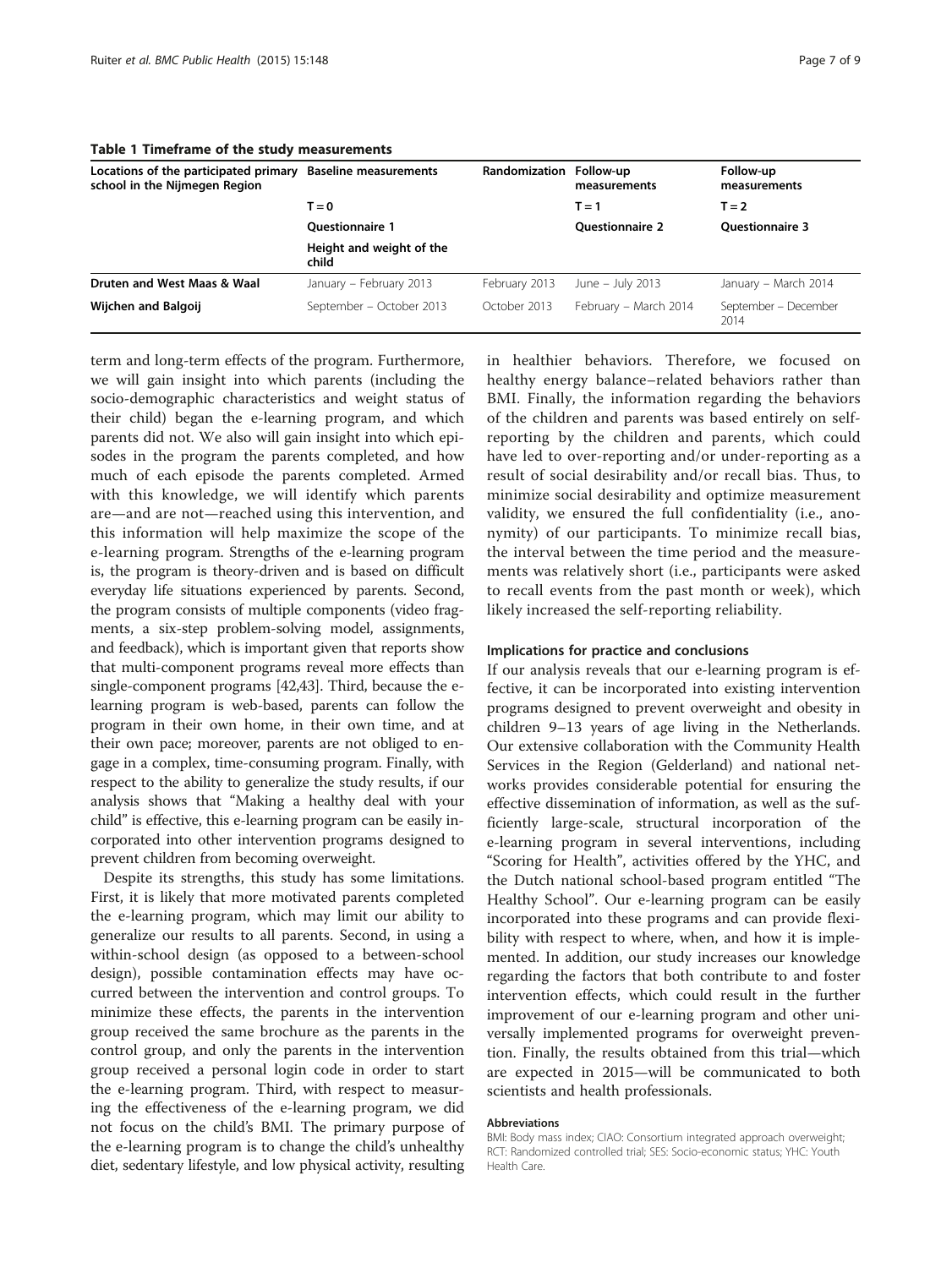**Table 1 Timeframe of the study measurements**

| Locations of the participated primary school in the Nijmegen Region | Baseline measurements | Randomization | Follow-up measurements | Follow-up measurements |
|---|---|---|---|---|
| | T = 0 | | T = 1 | T = 2 |
| | Questionnaire 1 | | Questionnaire 2 | Questionnaire 3 |
| | Height and weight of the child | | | |
| **Druten and West Maas & Waal** | January – February 2013 | February 2013 | June – July 2013 | January – March 2014 |
| **Wijchen and Balgoij** | September – October 2013 | October 2013 | February – March 2014 | September – December 2014 |

term and long-term effects of the program. Furthermore, we will gain insight into which parents (including the socio-demographic characteristics and weight status of their child) began the e-learning program, and which parents did not. We also will gain insight into which episodes in the program the parents completed, and how much of each episode the parents completed. Armed with this knowledge, we will identify which parents are—and are not—reached using this intervention, and this information will help maximize the scope of the e-learning program. Strengths of the e-learning program is, the program is theory-driven and is based on difficult everyday life situations experienced by parents. Second, the program consists of multiple components (video fragments, a six-step problem-solving model, assignments, and feedback), which is important given that reports show that multi-component programs reveal more effects than single-component programs [42,43]. Third, because the e-learning program is web-based, parents can follow the program in their own home, in their own time, and at their own pace; moreover, parents are not obliged to engage in a complex, time-consuming program. Finally, with respect to the ability to generalize the study results, if our analysis shows that "Making a healthy deal with your child" is effective, this e-learning program can be easily incorporated into other intervention programs designed to prevent children from becoming overweight.

Despite its strengths, this study has some limitations. First, it is likely that more motivated parents completed the e-learning program, which may limit our ability to generalize our results to all parents. Second, in using a within-school design (as opposed to a between-school design), possible contamination effects may have occurred between the intervention and control groups. To minimize these effects, the parents in the intervention group received the same brochure as the parents in the control group, and only the parents in the intervention group received a personal login code in order to start the e-learning program. Third, with respect to measuring the effectiveness of the e-learning program, we did not focus on the child's BMI. The primary purpose of the e-learning program is to change the child's unhealthy diet, sedentary lifestyle, and low physical activity, resulting in healthier behaviors. Therefore, we focused on healthy energy balance–related behaviors rather than BMI. Finally, the information regarding the behaviors of the children and parents was based entirely on self-reporting by the children and parents, which could have led to over-reporting and/or under-reporting as a result of social desirability and/or recall bias. Thus, to minimize social desirability and optimize measurement validity, we ensured the full confidentiality (i.e., anonymity) of our participants. To minimize recall bias, the interval between the time period and the measurements was relatively short (i.e., participants were asked to recall events from the past month or week), which likely increased the self-reporting reliability.

### Implications for practice and conclusions

If our analysis reveals that our e-learning program is effective, it can be incorporated into existing intervention programs designed to prevent overweight and obesity in children 9–13 years of age living in the Netherlands. Our extensive collaboration with the Community Health Services in the Region (Gelderland) and national networks provides considerable potential for ensuring the effective dissemination of information, as well as the sufficiently large-scale, structural incorporation of the e-learning program in several interventions, including "Scoring for Health", activities offered by the YHC, and the Dutch national school-based program entitled "The Healthy School". Our e-learning program can be easily incorporated into these programs and can provide flexibility with respect to where, when, and how it is implemented. In addition, our study increases our knowledge regarding the factors that both contribute to and foster intervention effects, which could result in the further improvement of our e-learning program and other universally implemented programs for overweight prevention. Finally, the results obtained from this trial—which are expected in 2015—will be communicated to both scientists and health professionals.

#### Abbreviations

BMI: Body mass index; CIAO: Consortium integrated approach overweight; RCT: Randomized controlled trial; SES: Socio-economic status; YHC: Youth Health Care.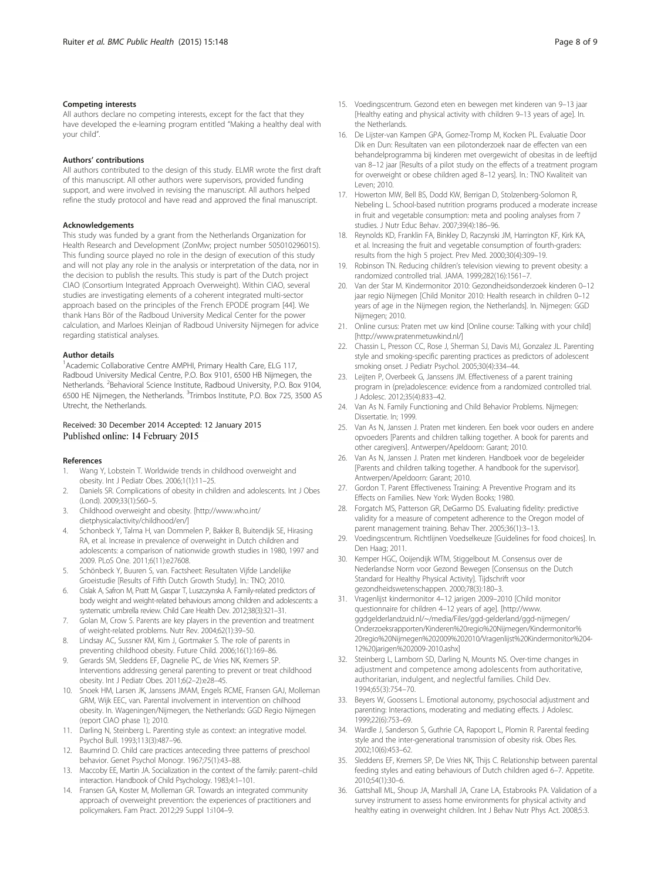### Competing interests

All authors declare no competing interests, except for the fact that they have developed the e-learning program entitled "Making a healthy deal with your child".

### Authors' contributions

All authors contributed to the design of this study. ELMR wrote the first draft of this manuscript. All other authors were supervisors, provided funding support, and were involved in revising the manuscript. All authors helped refine the study protocol and have read and approved the final manuscript.

### Acknowledgements

This study was funded by a grant from the Netherlands Organization for Health Research and Development (ZonMw; project number 505010296015). This funding source played no role in the design of execution of this study and will not play any role in the analysis or interpretation of the data, nor in the decision to publish the results. This study is part of the Dutch project CIAO (Consortium Integrated Approach Overweight). Within CIAO, several studies are investigating elements of a coherent integrated multi-sector approach based on the principles of the French EPODE program [44]. We thank Hans Bör of the Radboud University Medical Center for the power calculation, and Marloes Kleinjan of Radboud University Nijmegen for advice regarding statistical analyses.

### Author details

[1]Academic Collaborative Centre AMPHI, Primary Health Care, ELG 117, Radboud University Medical Centre, P.O. Box 9101, 6500 HB Nijmegen, the Netherlands. [2]Behavioral Science Institute, Radboud University, P.O. Box 9104, 6500 HE Nijmegen, the Netherlands. [3]Trimbos Institute, P.O. Box 725, 3500 AS Utrecht, the Netherlands.

Received: 30 December 2014 Accepted: 12 January 2015
Published online: 14 February 2015

### References

1. Wang Y, Lobstein T. Worldwide trends in childhood overweight and obesity. Int J Pediatr Obes. 2006;1(1):11–25.
2. Daniels SR. Complications of obesity in children and adolescents. Int J Obes (Lond). 2009;33(1):S60–5.
3. Childhood overweight and obesity. [http://www.who.int/dietphysicalactivity/childhood/en/]
4. Schonbeck Y, Talma H, van Dommelen P, Bakker B, Buitendijk SE, Hirasing RA, et al. Increase in prevalence of overweight in Dutch children and adolescents: a comparison of nationwide growth studies in 1980, 1997 and 2009. PLoS One. 2011;6(11):e27608.
5. Schönbeck Y, Buuren S, van. Factsheet: Resultaten Vijfde Landelijke Groeistudie [Results of Fifth Dutch Growth Study]. In.: TNO; 2010.
6. Cislak A, Safron M, Pratt M, Gaspar T, Luszczynska A. Family-related predictors of body weight and weight-related behaviours among children and adolescents: a systematic umbrella review. Child Care Health Dev. 2012;38(3):321–31.
7. Golan M, Crow S. Parents are key players in the prevention and treatment of weight-related problems. Nutr Rev. 2004;62(1):39–50.
8. Lindsay AC, Sussner KM, Kim J, Gortmaker S. The role of parents in preventing childhood obesity. Future Child. 2006;16(1):169–86.
9. Gerards SM, Sleddens EF, Dagnelie PC, de Vries NK, Kremers SP. Interventions addressing general parenting to prevent or treat childhood obesity. Int J Pediatr Obes. 2011;6(2–2):e28–45.
10. Snoek HM, Larsen JK, Janssens JMAM, Engels RCME, Fransen GAJ, Molleman GRM, Wijk EEC, van. Parental involvement in intervention on chilhood obesity. In. Wageningen/Nijmegen, the Netherlands: GGD Regio Nijmegen (report CIAO phase 1); 2010.
11. Darling N, Steinberg L. Parenting style as context: an integrative model. Psychol Bull. 1993;113(3):487–96.
12. Baumrind D. Child care practices anteceding three patterns of preschool behavior. Genet Psychol Monogr. 1967;75(1):43–88.
13. Maccoby EE, Martin JA. Socialization in the context of the family: parent–child interaction. Handbook of Child Psychology. 1983;4:1–101.
14. Fransen GA, Koster M, Molleman GR. Towards an integrated community approach of overweight prevention: the experiences of practitioners and policymakers. Fam Pract. 2012;29 Suppl 1:i104–9.
15. Voedingscentrum. Gezond eten en bewegen met kinderen van 9–13 jaar [Healthy eating and physical activity with children 9–13 years of age]. In. the Netherlands.
16. De Lijster-van Kampen GPA, Gomez-Tromp M, Kocken PL. Evaluatie Door Dik en Dun: Resultaten van een pilotonderzoek naar de effecten van een behandelprogramma bij kinderen met overgewicht of obesitas in de leeftijd van 8–12 jaar [Results of a pilot study on the effects of a treatment program for overweight or obese children aged 8–12 years]. In.: TNO Kwaliteit van Leven; 2010.
17. Howerton MW, Bell BS, Dodd KW, Berrigan D, Stolzenberg-Solomon R, Nebeling L. School-based nutrition programs produced a moderate increase in fruit and vegetable consumption: meta and pooling analyses from 7 studies. J Nutr Educ Behav. 2007;39(4):186–96.
18. Reynolds KD, Franklin FA, Binkley D, Raczynski JM, Harrington KF, Kirk KA, et al. Increasing the fruit and vegetable consumption of fourth-graders: results from the high 5 project. Prev Med. 2000;30(4):309–19.
19. Robinson TN. Reducing children's television viewing to prevent obesity: a randomized controlled trial. JAMA. 1999;282(16):1561–7.
20. Van der Star M. Kindermonitor 2010: Gezondheidsonderzoek kinderen 0–12 jaar regio Nijmegen [Child Monitor 2010: Health research in children 0–12 years of age in the Nijmegen region, the Netherlands]. In. Nijmegen: GGD Nijmegen; 2010.
21. Online cursus: Praten met uw kind [Online course: Talking with your child] [http://www.pratenmetuwkind.nl/]
22. Chassin L, Presson CC, Rose J, Sherman SJ, Davis MJ, Gonzalez JL. Parenting style and smoking-specific parenting practices as predictors of adolescent smoking onset. J Pediatr Psychol. 2005;30(4):334–44.
23. Leijten P, Overbeek G, Janssens JM. Effectiveness of a parent training program in (pre)adolescence: evidence from a randomized controlled trial. J Adolesc. 2012;35(4):833–42.
24. Van As N. Family Functioning and Child Behavior Problems. Nijmegen: Dissertatie. In; 1999.
25. Van As N, Janssen J. Praten met kinderen. Een boek voor ouders en andere opvoeders [Parents and children talking together. A book for parents and other caregivers]. Antwerpen/Apeldoorn: Garant; 2010.
26. Van As N, Janssen J. Praten met kinderen. Handboek voor de begeleider [Parents and children talking together. A handbook for the supervisor]. Antwerpen/Apeldoorn: Garant; 2010.
27. Gordon T. Parent Effectiveness Training: A Preventive Program and its Effects on Families. New York: Wyden Books; 1980.
28. Forgatch MS, Patterson GR, DeGarmo DS. Evaluating fidelity: predictive validity for a measure of competent adherence to the Oregon model of parent management training. Behav Ther. 2005;36(1):3–13.
29. Voedingscentrum. Richtlijnen Voedselkeuze [Guidelines for food choices]. In. Den Haag; 2011.
30. Kemper HGC, Ooijendijk WTM, Stiggelbout M. Consensus over de Nederlandse Norm voor Gezond Bewegen [Consensus on the Dutch Standard for Healthy Physical Activity]. Tijdschrift voor gezondheidswetenschappen. 2000;78(3):180–3.
31. Vragenlijst kindermonitor 4–12 jarigen 2009–2010 [Child monitor questionnaire for children 4–12 years of age]. [http://www.ggdgelderlandzuid.nl/~/media/Files/ggd-gelderland/ggd-nijmegen/Onderzoeksrapporten/Kinderen%20regio%20Nijmegen/Kindermonitor%20regio%20Nijmegen%202009%202010/Vragenlijst%20Kindermonitor%204-12%20jarigen%202009-2010.ashx]
32. Steinberg L, Lamborn SD, Darling N, Mounts NS. Over-time changes in adjustment and competence among adolescents from authoritative, authoritarian, indulgent, and neglectful families. Child Dev. 1994;65(3):754–70.
33. Beyers W, Goossens L. Emotional autonomy, psychosocial adjustment and parenting: Interactions, moderating and mediating effects. J Adolesc. 1999;22(6):753–69.
34. Wardle J, Sanderson S, Guthrie CA, Rapoport L, Plomin R. Parental feeding style and the inter-generational transmission of obesity risk. Obes Res. 2002;10(6):453–62.
35. Sleddens EF, Kremers SP, De Vries NK, Thijs C. Relationship between parental feeding styles and eating behaviours of Dutch children aged 6–7. Appetite. 2010;54(1):30–6.
36. Gattshall ML, Shoup JA, Marshall JA, Crane LA, Estabrooks PA. Validation of a survey instrument to assess home environments for physical activity and healthy eating in overweight children. Int J Behav Nutr Phys Act. 2008;5:3.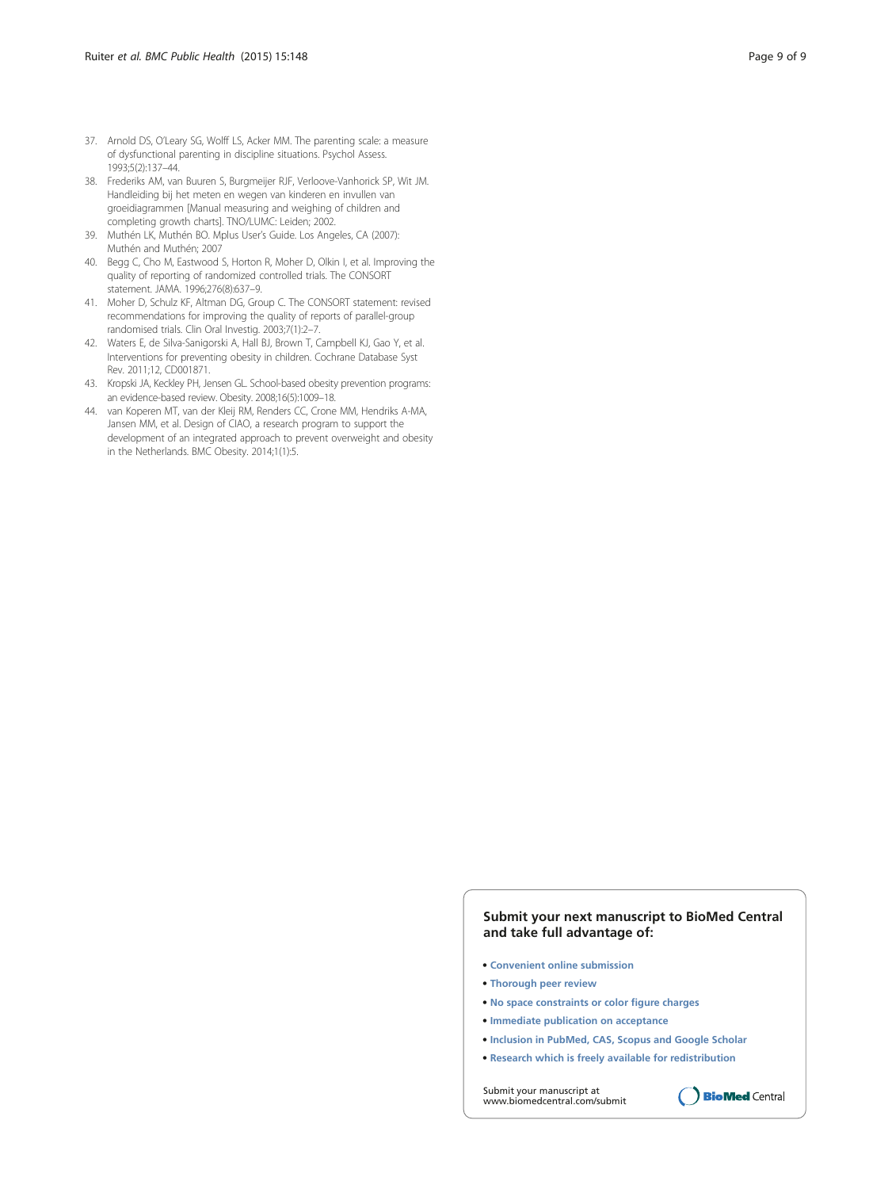37. Arnold DS, O'Leary SG, Wolff LS, Acker MM. The parenting scale: a measure of dysfunctional parenting in discipline situations. Psychol Assess. 1993;5(2):137–44.
38. Frederiks AM, van Buuren S, Burgmeijer RJF, Verloove-Vanhorick SP, Wit JM. Handleiding bij het meten en wegen van kinderen en invullen van groeidiagrammen [Manual measuring and weighing of children and completing growth charts]. TNO/LUMC: Leiden; 2002.
39. Muthén LK, Muthén BO. Mplus User's Guide. Los Angeles, CA (2007): Muthén and Muthén; 2007
40. Begg C, Cho M, Eastwood S, Horton R, Moher D, Olkin I, et al. Improving the quality of reporting of randomized controlled trials. The CONSORT statement. JAMA. 1996;276(8):637–9.
41. Moher D, Schulz KF, Altman DG, Group C. The CONSORT statement: revised recommendations for improving the quality of reports of parallel-group randomised trials. Clin Oral Investig. 2003;7(1):2–7.
42. Waters E, de Silva-Sanigorski A, Hall BJ, Brown T, Campbell KJ, Gao Y, et al. Interventions for preventing obesity in children. Cochrane Database Syst Rev. 2011;12, CD001871.
43. Kropski JA, Keckley PH, Jensen GL. School-based obesity prevention programs: an evidence-based review. Obesity. 2008;16(5):1009–18.
44. van Koperen MT, van der Kleij RM, Renders CC, Crone MM, Hendriks A-MA, Jansen MM, et al. Design of CIAO, a research program to support the development of an integrated approach to prevent overweight and obesity in the Netherlands. BMC Obesity. 2014;1(1):5.

**Submit your next manuscript to BioMed Central and take full advantage of:**

- **Convenient online submission**
- **Thorough peer review**
- **No space constraints or color figure charges**
- **Immediate publication on acceptance**
- **Inclusion in PubMed, CAS, Scopus and Google Scholar**
- **Research which is freely available for redistribution**

Submit your manuscript at
www.biomedcentral.com/submit

BioMed Central